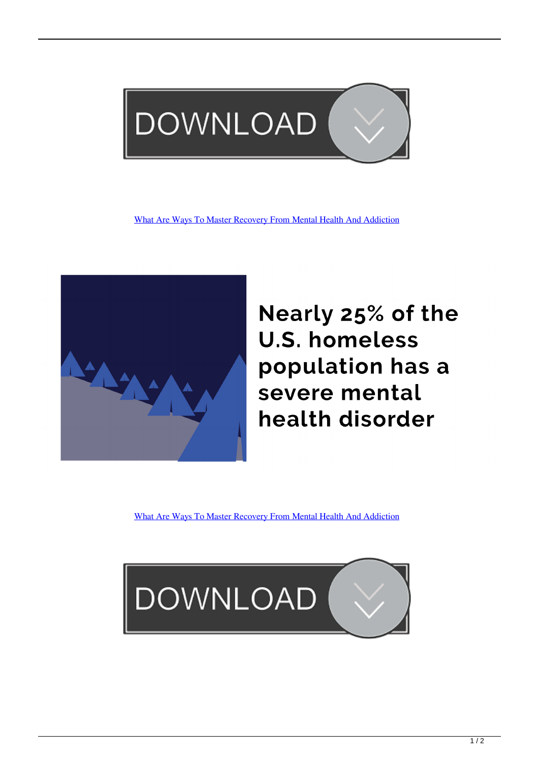DOWNLOAD

[What Are Ways To Master Recovery From Mental Health And Addiction]

Nearly 25% of the U.S. homeless population has a severe mental health disorder

[What Are Ways To Master Recovery From Mental Health And Addiction]

DOWNLOAD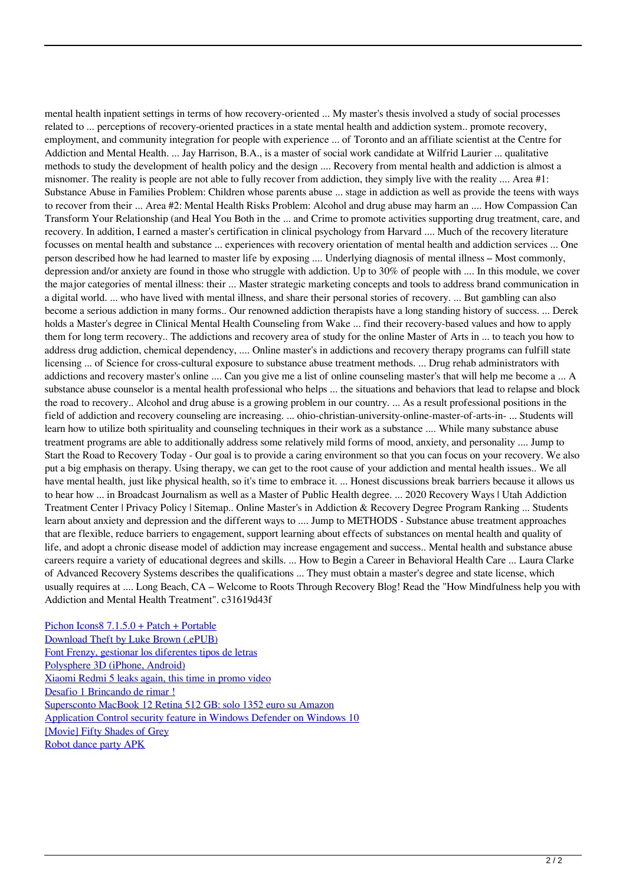mental health inpatient settings in terms of how recovery-oriented ... My master's thesis involved a study of social processes related to ... perceptions of recovery-oriented practices in a state mental health and addiction system.. promote recovery, employment, and community integration for people with experience ... of Toronto and an affiliate scientist at the Centre for Addiction and Mental Health. ... Jay Harrison, B.A., is a master of social work candidate at Wilfrid Laurier ... qualitative methods to study the development of health policy and the design .... Recovery from mental health and addiction is almost a misnomer. The reality is people are not able to fully recover from addiction, they simply live with the reality .... Area #1: Substance Abuse in Families Problem: Children whose parents abuse ... stage in addiction as well as provide the teens with ways to recover from their ... Area #2: Mental Health Risks Problem: Alcohol and drug abuse may harm an .... How Compassion Can Transform Your Relationship (and Heal You Both in the ... and Crime to promote activities supporting drug treatment, care, and recovery. In addition, I earned a master's certification in clinical psychology from Harvard .... Much of the recovery literature focusses on mental health and substance ... experiences with recovery orientation of mental health and addiction services ... One person described how he had learned to master life by exposing .... Underlying diagnosis of mental illness – Most commonly, depression and/or anxiety are found in those who struggle with addiction. Up to 30% of people with .... In this module, we cover the major categories of mental illness: their ... Master strategic marketing concepts and tools to address brand communication in a digital world. ... who have lived with mental illness, and share their personal stories of recovery. ... But gambling can also become a serious addiction in many forms.. Our renowned addiction therapists have a long standing history of success. ... Derek holds a Master's degree in Clinical Mental Health Counseling from Wake ... find their recovery-based values and how to apply them for long term recovery.. The addictions and recovery area of study for the online Master of Arts in ... to teach you how to address drug addiction, chemical dependency, .... Online master's in addictions and recovery therapy programs can fulfill state licensing ... of Science for cross-cultural exposure to substance abuse treatment methods. ... Drug rehab administrators with addictions and recovery master's online .... Can you give me a list of online counseling master's that will help me become a ... A substance abuse counselor is a mental health professional who helps ... the situations and behaviors that lead to relapse and block the road to recovery.. Alcohol and drug abuse is a growing problem in our country. ... As a result professional positions in the field of addiction and recovery counseling are increasing. ... ohio-christian-university-online-master-of-arts-in- ... Students will learn how to utilize both spirituality and counseling techniques in their work as a substance .... While many substance abuse treatment programs are able to additionally address some relatively mild forms of mood, anxiety, and personality .... Jump to Start the Road to Recovery Today - Our goal is to provide a caring environment so that you can focus on your recovery. We also put a big emphasis on therapy. Using therapy, we can get to the root cause of your addiction and mental health issues.. We all have mental health, just like physical health, so it's time to embrace it. ... Honest discussions break barriers because it allows us to hear how ... in Broadcast Journalism as well as a Master of Public Health degree. ... 2020 Recovery Ways | Utah Addiction Treatment Center | Privacy Policy | Sitemap.. Online Master's in Addiction & Recovery Degree Program Ranking ... Students learn about anxiety and depression and the different ways to .... Jump to METHODS - Substance abuse treatment approaches that are flexible, reduce barriers to engagement, support learning about effects of substances on mental health and quality of life, and adopt a chronic disease model of addiction may increase engagement and success.. Mental health and substance abuse careers require a variety of educational degrees and skills. ... How to Begin a Career in Behavioral Health Care ... Laura Clarke of Advanced Recovery Systems describes the qualifications ... They must obtain a master's degree and state license, which usually requires at .... Long Beach, CA – Welcome to Roots Through Recovery Blog! Read the "How Mindfulness help you with Addiction and Mental Health Treatment". c31619d43f

Pichon Icons8 7.1.5.0 + Patch + Portable
Download Theft by Luke Brown (.ePUB)
Font Frenzy, gestionar los diferentes tipos de letras
Polysphere 3D (iPhone, Android)
Xiaomi Redmi 5 leaks again, this time in promo video
Desafio 1 Brincando de rimar !
Supersconto MacBook 12 Retina 512 GB: solo 1352 euro su Amazon
Application Control security feature in Windows Defender on Windows 10
[Movie] Fifty Shades of Grey
Robot dance party APK